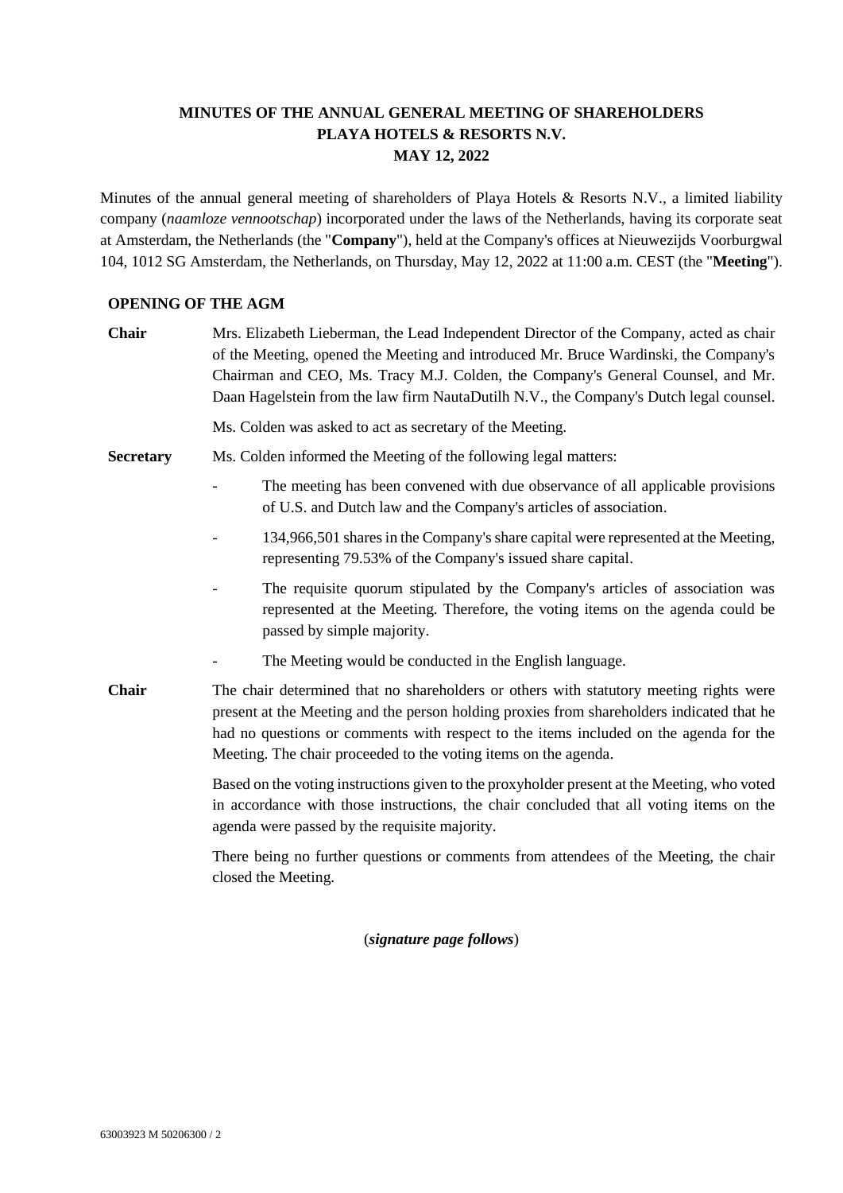# MINUTES OF THE ANNUAL GENERAL MEETING OF SHAREHOLDERS PLAYA HOTELS & RESORTS N.V. MAY 12, 2022

Minutes of the annual general meeting of shareholders of Playa Hotels & Resorts N.V., a limited liability company (*naamloze vennootschap*) incorporated under the laws of the Netherlands, having its corporate seat at Amsterdam, the Netherlands (the "**Company**"), held at the Company's offices at Nieuwezijds Voorburgwal 104, 1012 SG Amsterdam, the Netherlands, on Thursday, May 12, 2022 at 11:00 a.m. CEST (the "**Meeting**").

## OPENING OF THE AGM

**Chair** Mrs. Elizabeth Lieberman, the Lead Independent Director of the Company, acted as chair of the Meeting, opened the Meeting and introduced Mr. Bruce Wardinski, the Company's Chairman and CEO, Ms. Tracy M.J. Colden, the Company's General Counsel, and Mr. Daan Hagelstein from the law firm NautaDutilh N.V., the Company's Dutch legal counsel.

Ms. Colden was asked to act as secretary of the Meeting.

**Secretary** Ms. Colden informed the Meeting of the following legal matters:

- The meeting has been convened with due observance of all applicable provisions of U.S. and Dutch law and the Company's articles of association.
- 134,966,501 shares in the Company's share capital were represented at the Meeting, representing 79.53% of the Company's issued share capital.
- The requisite quorum stipulated by the Company's articles of association was represented at the Meeting. Therefore, the voting items on the agenda could be passed by simple majority.
- The Meeting would be conducted in the English language.

**Chair** The chair determined that no shareholders or others with statutory meeting rights were present at the Meeting and the person holding proxies from shareholders indicated that he had no questions or comments with respect to the items included on the agenda for the Meeting. The chair proceeded to the voting items on the agenda.

Based on the voting instructions given to the proxyholder present at the Meeting, who voted in accordance with those instructions, the chair concluded that all voting items on the agenda were passed by the requisite majority.

There being no further questions or comments from attendees of the Meeting, the chair closed the Meeting.

(***signature page follows***)

63003923 M 50206300 / 2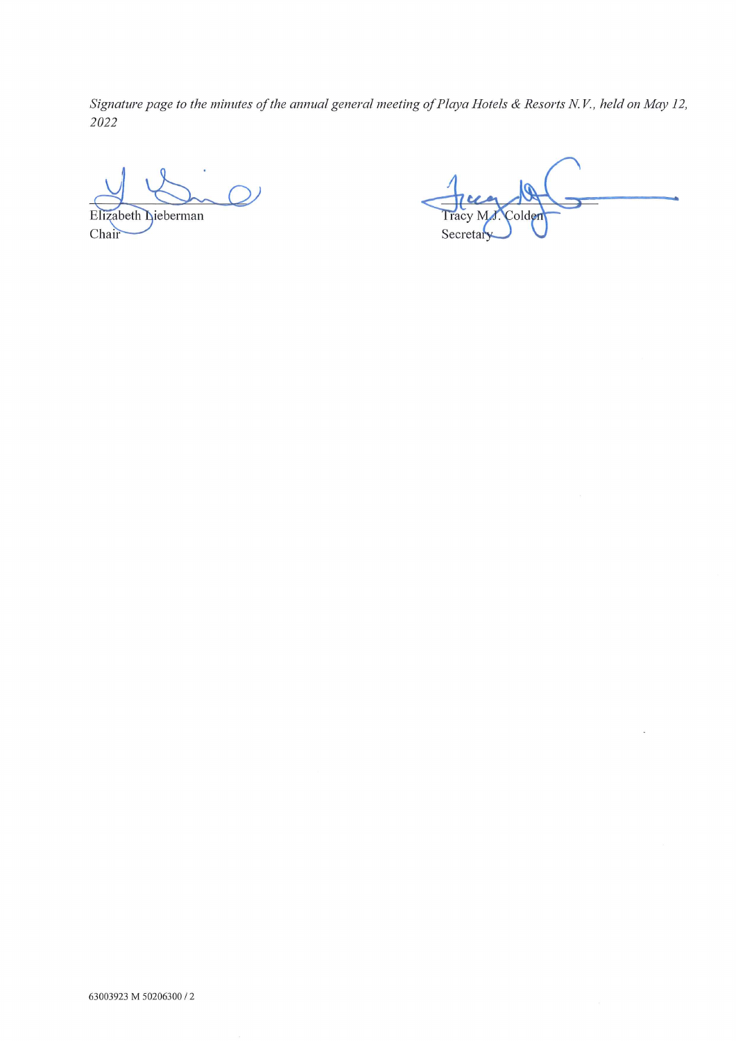*Signature page to the minutes of the annual general meeting of Playa Hotels & Resorts N.V., held on May 12, 2022*

| | |
|---|---|
| Elizabeth Lieberman | Tracy M.J. Colden |
| Chair | Secretary |

63003923 M 50206300 / 2